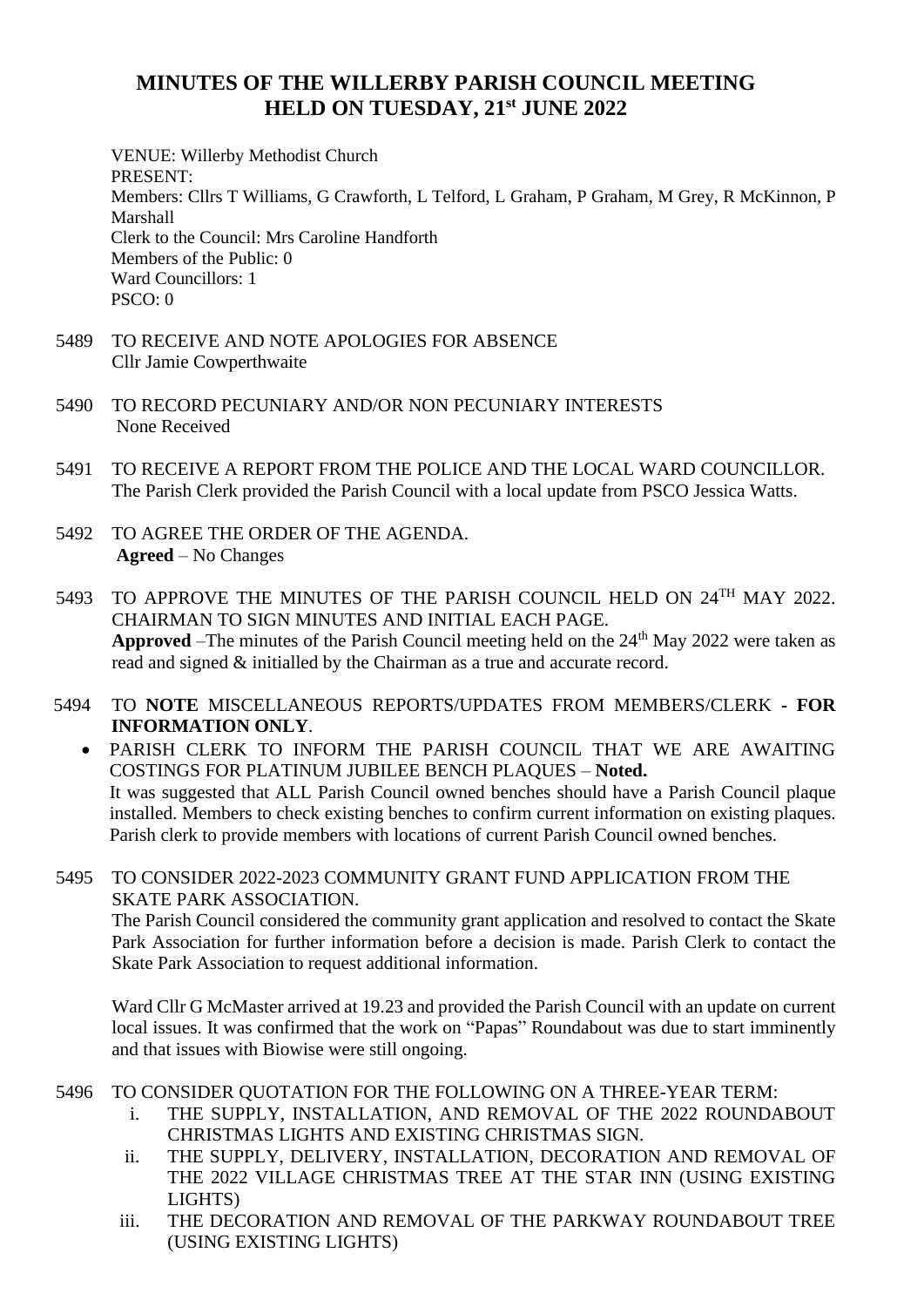# MINUTES OF THE WILLERBY PARISH COUNCIL MEETING HELD ON TUESDAY, 21st JUNE 2022

VENUE: Willerby Methodist Church
PRESENT:
Members: Cllrs T Williams, G Crawforth, L Telford, L Graham, P Graham, M Grey, R McKinnon, P Marshall
Clerk to the Council: Mrs Caroline Handforth
Members of the Public: 0
Ward Councillors: 1
PSCO: 0

5489 TO RECEIVE AND NOTE APOLOGIES FOR ABSENCE
Cllr Jamie Cowperthwaite

5490 TO RECORD PECUNIARY AND/OR NON PECUNIARY INTERESTS
None Received

5491 TO RECEIVE A REPORT FROM THE POLICE AND THE LOCAL WARD COUNCILLOR.
The Parish Clerk provided the Parish Council with a local update from PSCO Jessica Watts.

5492 TO AGREE THE ORDER OF THE AGENDA.
**Agreed** – No Changes

5493 TO APPROVE THE MINUTES OF THE PARISH COUNCIL HELD ON 24TH MAY 2022. CHAIRMAN TO SIGN MINUTES AND INITIAL EACH PAGE.
**Approved** –The minutes of the Parish Council meeting held on the 24th May 2022 were taken as read and signed & initialled by the Chairman as a true and accurate record.

5494 TO **NOTE** MISCELLANEOUS REPORTS/UPDATES FROM MEMBERS/CLERK **- FOR INFORMATION ONLY**.

- PARISH CLERK TO INFORM THE PARISH COUNCIL THAT WE ARE AWAITING COSTINGS FOR PLATINUM JUBILEE BENCH PLAQUES – **Noted.**
  It was suggested that ALL Parish Council owned benches should have a Parish Council plaque installed. Members to check existing benches to confirm current information on existing plaques. Parish clerk to provide members with locations of current Parish Council owned benches.

5495 TO CONSIDER 2022-2023 COMMUNITY GRANT FUND APPLICATION FROM THE SKATE PARK ASSOCIATION.
The Parish Council considered the community grant application and resolved to contact the Skate Park Association for further information before a decision is made. Parish Clerk to contact the Skate Park Association to request additional information.

Ward Cllr G McMaster arrived at 19.23 and provided the Parish Council with an update on current local issues. It was confirmed that the work on "Papas" Roundabout was due to start imminently and that issues with Biowise were still ongoing.

5496 TO CONSIDER QUOTATION FOR THE FOLLOWING ON A THREE-YEAR TERM:

i. THE SUPPLY, INSTALLATION, AND REMOVAL OF THE 2022 ROUNDABOUT CHRISTMAS LIGHTS AND EXISTING CHRISTMAS SIGN.
ii. THE SUPPLY, DELIVERY, INSTALLATION, DECORATION AND REMOVAL OF THE 2022 VILLAGE CHRISTMAS TREE AT THE STAR INN (USING EXISTING LIGHTS)
iii. THE DECORATION AND REMOVAL OF THE PARKWAY ROUNDABOUT TREE (USING EXISTING LIGHTS)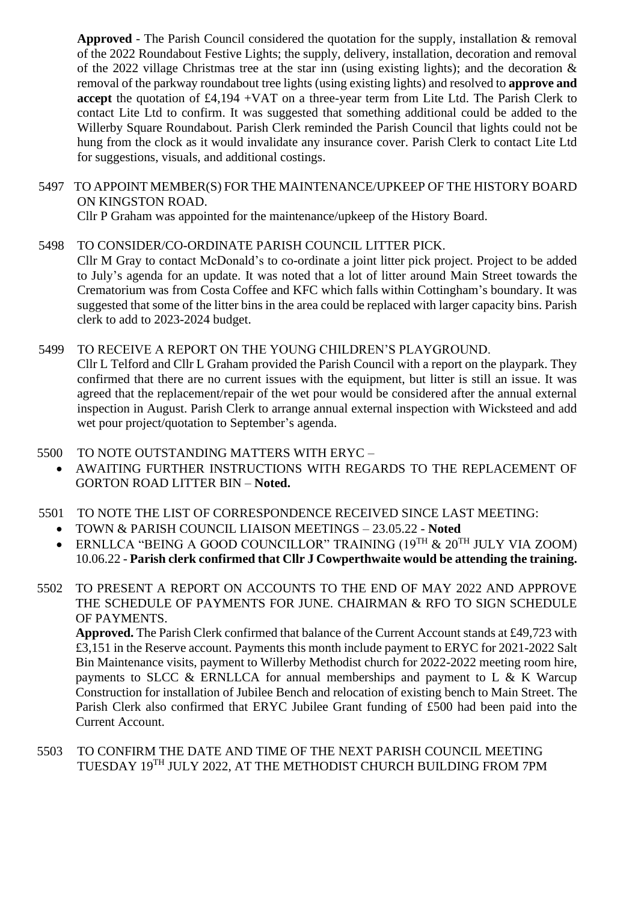**Approved** - The Parish Council considered the quotation for the supply, installation & removal of the 2022 Roundabout Festive Lights; the supply, delivery, installation, decoration and removal of the 2022 village Christmas tree at the star inn (using existing lights); and the decoration & removal of the parkway roundabout tree lights (using existing lights) and resolved to **approve and accept** the quotation of £4,194 +VAT on a three-year term from Lite Ltd. The Parish Clerk to contact Lite Ltd to confirm. It was suggested that something additional could be added to the Willerby Square Roundabout. Parish Clerk reminded the Parish Council that lights could not be hung from the clock as it would invalidate any insurance cover. Parish Clerk to contact Lite Ltd for suggestions, visuals, and additional costings.

5497 TO APPOINT MEMBER(S) FOR THE MAINTENANCE/UPKEEP OF THE HISTORY BOARD ON KINGSTON ROAD.

Cllr P Graham was appointed for the maintenance/upkeep of the History Board.

5498 TO CONSIDER/CO-ORDINATE PARISH COUNCIL LITTER PICK.

Cllr M Gray to contact McDonald's to co-ordinate a joint litter pick project. Project to be added to July's agenda for an update. It was noted that a lot of litter around Main Street towards the Crematorium was from Costa Coffee and KFC which falls within Cottingham's boundary. It was suggested that some of the litter bins in the area could be replaced with larger capacity bins. Parish clerk to add to 2023-2024 budget.

5499 TO RECEIVE A REPORT ON THE YOUNG CHILDREN'S PLAYGROUND.

Cllr L Telford and Cllr L Graham provided the Parish Council with a report on the playpark. They confirmed that there are no current issues with the equipment, but litter is still an issue. It was agreed that the replacement/repair of the wet pour would be considered after the annual external inspection in August. Parish Clerk to arrange annual external inspection with Wicksteed and add wet pour project/quotation to September's agenda.

5500 TO NOTE OUTSTANDING MATTERS WITH ERYC –

- AWAITING FURTHER INSTRUCTIONS WITH REGARDS TO THE REPLACEMENT OF GORTON ROAD LITTER BIN – **Noted.**

5501 TO NOTE THE LIST OF CORRESPONDENCE RECEIVED SINCE LAST MEETING:

- TOWN & PARISH COUNCIL LIAISON MEETINGS – 23.05.22 - **Noted**
- ERNLLCA "BEING A GOOD COUNCILLOR" TRAINING (19TH & 20TH JULY VIA ZOOM) 10.06.22 - **Parish clerk confirmed that Cllr J Cowperthwaite would be attending the training.**

5502 TO PRESENT A REPORT ON ACCOUNTS TO THE END OF MAY 2022 AND APPROVE THE SCHEDULE OF PAYMENTS FOR JUNE. CHAIRMAN & RFO TO SIGN SCHEDULE OF PAYMENTS.

**Approved.** The Parish Clerk confirmed that balance of the Current Account stands at £49,723 with £3,151 in the Reserve account. Payments this month include payment to ERYC for 2021-2022 Salt Bin Maintenance visits, payment to Willerby Methodist church for 2022-2022 meeting room hire, payments to SLCC & ERNLLCA for annual memberships and payment to L & K Warcup Construction for installation of Jubilee Bench and relocation of existing bench to Main Street. The Parish Clerk also confirmed that ERYC Jubilee Grant funding of £500 had been paid into the Current Account.

5503 TO CONFIRM THE DATE AND TIME OF THE NEXT PARISH COUNCIL MEETING TUESDAY 19TH JULY 2022, AT THE METHODIST CHURCH BUILDING FROM 7PM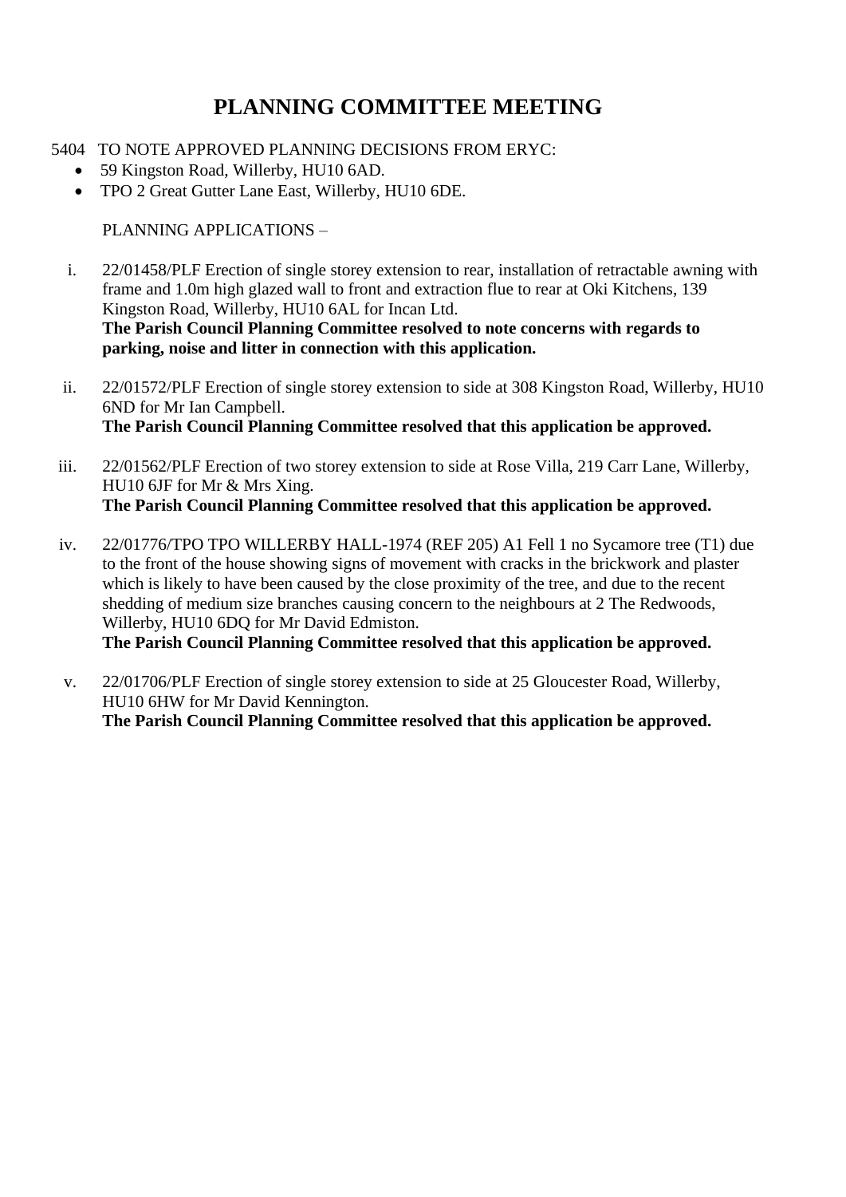# PLANNING COMMITTEE MEETING

5404 TO NOTE APPROVED PLANNING DECISIONS FROM ERYC:

- 59 Kingston Road, Willerby, HU10 6AD.
- TPO 2 Great Gutter Lane East, Willerby, HU10 6DE.

PLANNING APPLICATIONS –

i. 22/01458/PLF Erection of single storey extension to rear, installation of retractable awning with frame and 1.0m high glazed wall to front and extraction flue to rear at Oki Kitchens, 139 Kingston Road, Willerby, HU10 6AL for Incan Ltd.
**The Parish Council Planning Committee resolved to note concerns with regards to parking, noise and litter in connection with this application.**

ii. 22/01572/PLF Erection of single storey extension to side at 308 Kingston Road, Willerby, HU10 6ND for Mr Ian Campbell.
**The Parish Council Planning Committee resolved that this application be approved.**

iii. 22/01562/PLF Erection of two storey extension to side at Rose Villa, 219 Carr Lane, Willerby, HU10 6JF for Mr & Mrs Xing.
**The Parish Council Planning Committee resolved that this application be approved.**

iv. 22/01776/TPO TPO WILLERBY HALL-1974 (REF 205) A1 Fell 1 no Sycamore tree (T1) due to the front of the house showing signs of movement with cracks in the brickwork and plaster which is likely to have been caused by the close proximity of the tree, and due to the recent shedding of medium size branches causing concern to the neighbours at 2 The Redwoods, Willerby, HU10 6DQ for Mr David Edmiston.
**The Parish Council Planning Committee resolved that this application be approved.**

v. 22/01706/PLF Erection of single storey extension to side at 25 Gloucester Road, Willerby, HU10 6HW for Mr David Kennington.
**The Parish Council Planning Committee resolved that this application be approved.**